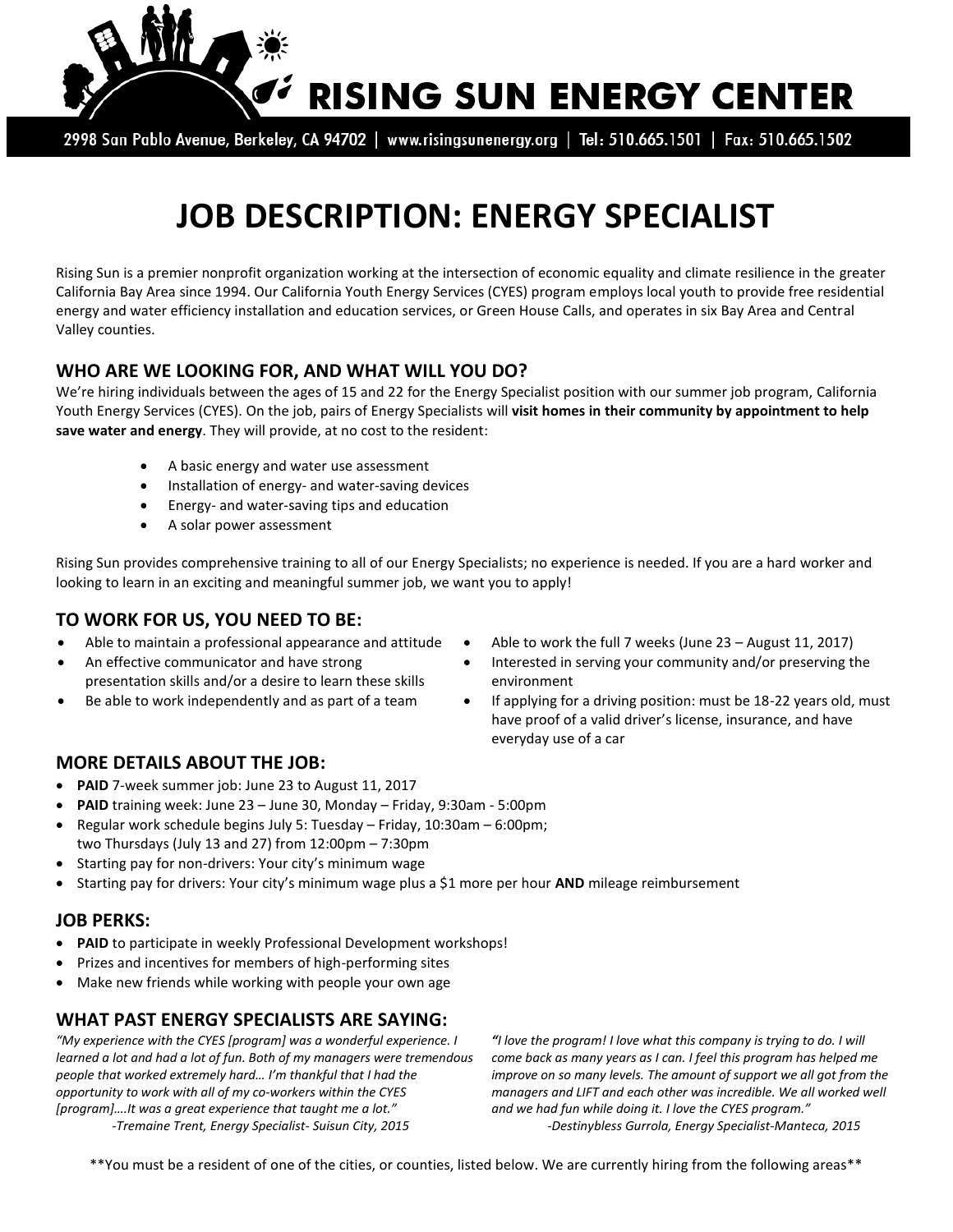# RISING SUN ENERGY CENTER

2998 San Pablo Avenue, Berkeley, CA 94702 | www.risingsunenergy.org | Tel: 510.665.1501 | Fax: 510.665.1502

# JOB DESCRIPTION: ENERGY SPECIALIST

Rising Sun is a premier nonprofit organization working at the intersection of economic equality and climate resilience in the greater California Bay Area since 1994. Our California Youth Energy Services (CYES) program employs local youth to provide free residential energy and water efficiency installation and education services, or Green House Calls, and operates in six Bay Area and Central Valley counties.

## WHO ARE WE LOOKING FOR, AND WHAT WILL YOU DO?

We're hiring individuals between the ages of 15 and 22 for the Energy Specialist position with our summer job program, California Youth Energy Services (CYES). On the job, pairs of Energy Specialists will **visit homes in their community by appointment to help save water and energy**. They will provide, at no cost to the resident:

- A basic energy and water use assessment
- Installation of energy- and water-saving devices
- Energy- and water-saving tips and education
- A solar power assessment

Rising Sun provides comprehensive training to all of our Energy Specialists; no experience is needed. If you are a hard worker and looking to learn in an exciting and meaningful summer job, we want you to apply!

## TO WORK FOR US, YOU NEED TO BE:

- Able to maintain a professional appearance and attitude
- An effective communicator and have strong presentation skills and/or a desire to learn these skills
- Be able to work independently and as part of a team
- Able to work the full 7 weeks (June 23 – August 11, 2017)
- Interested in serving your community and/or preserving the environment
- If applying for a driving position: must be 18-22 years old, must have proof of a valid driver's license, insurance, and have everyday use of a car

## MORE DETAILS ABOUT THE JOB:

- **PAID** 7-week summer job: June 23 to August 11, 2017
- **PAID** training week: June 23 – June 30, Monday – Friday, 9:30am - 5:00pm
- Regular work schedule begins July 5: Tuesday – Friday, 10:30am – 6:00pm; two Thursdays (July 13 and 27) from 12:00pm – 7:30pm
- Starting pay for non-drivers: Your city's minimum wage
- Starting pay for drivers: Your city's minimum wage plus a $1 more per hour **AND** mileage reimbursement

## JOB PERKS:

- **PAID** to participate in weekly Professional Development workshops!
- Prizes and incentives for members of high-performing sites
- Make new friends while working with people your own age

## WHAT PAST ENERGY SPECIALISTS ARE SAYING:

*"My experience with the CYES [program] was a wonderful experience. I learned a lot and had a lot of fun. Both of my managers were tremendous people that worked extremely hard… I'm thankful that I had the opportunity to work with all of my co-workers within the CYES [program]….It was a great experience that taught me a lot."*
*-Tremaine Trent, Energy Specialist- Suisun City, 2015*

*"I love the program! I love what this company is trying to do. I will come back as many years as I can. I feel this program has helped me improve on so many levels. The amount of support we all got from the managers and LIFT and each other was incredible. We all worked well and we had fun while doing it. I love the CYES program."*
*-Destinybless Gurrola, Energy Specialist-Manteca, 2015*

**You must be a resident of one of the cities, or counties, listed below. We are currently hiring from the following areas**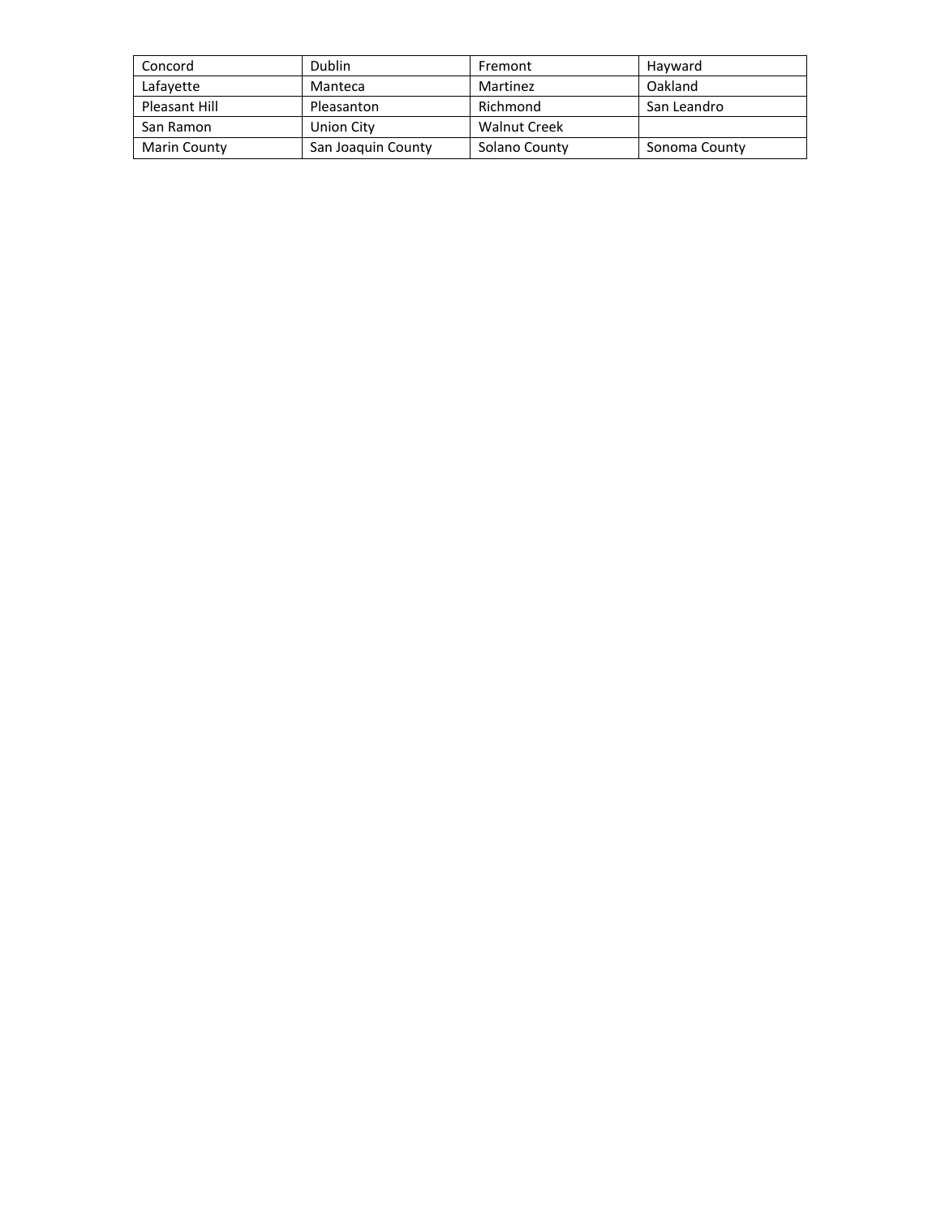| | | | |
|---|---|---|---|
| Concord | Dublin | Fremont | Hayward |
| Lafayette | Manteca | Martinez | Oakland |
| Pleasant Hill | Pleasanton | Richmond | San Leandro |
| San Ramon | Union City | Walnut Creek | |
| Marin County | San Joaquin County | Solano County | Sonoma County |